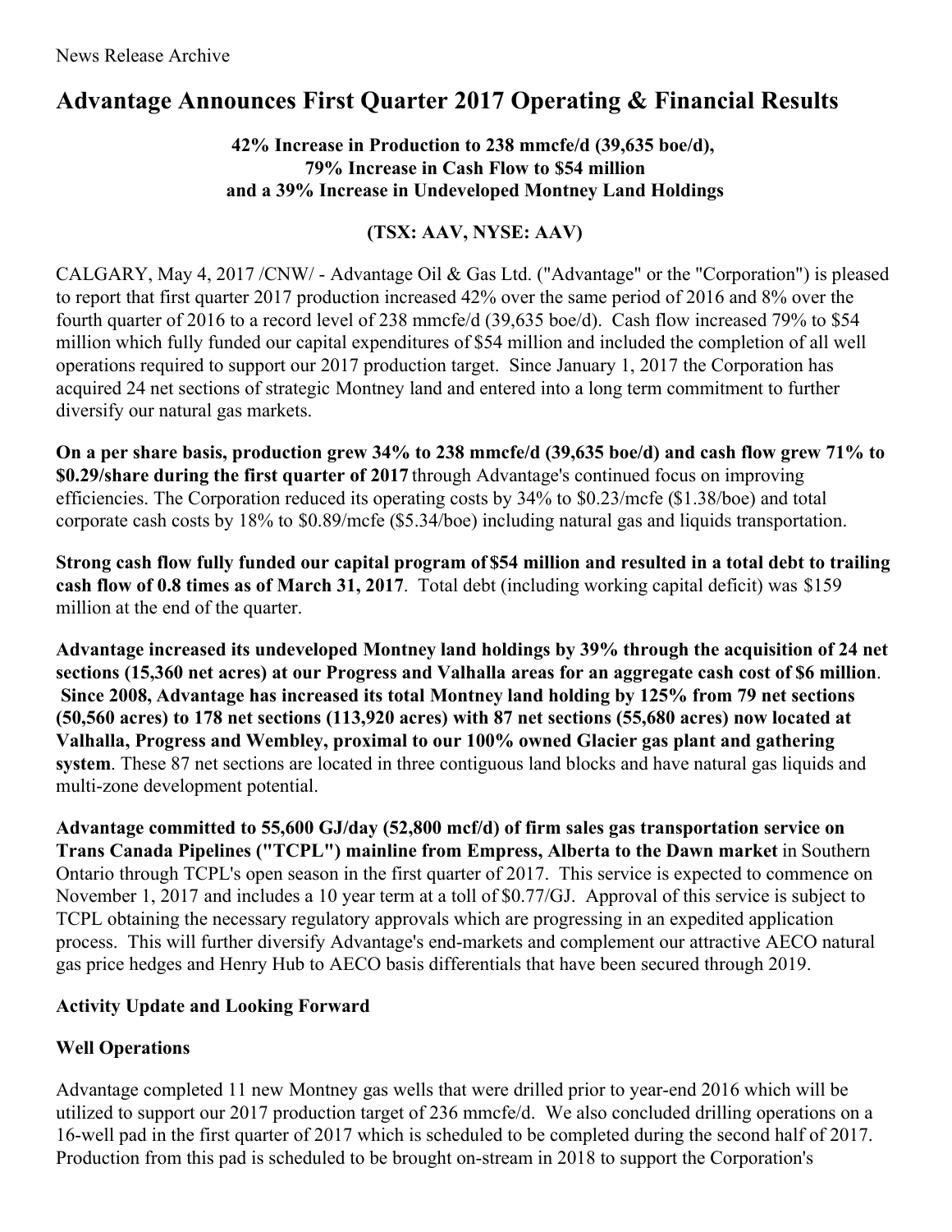News Release Archive

# Advantage Announces First Quarter 2017 Operating & Financial Results

**42% Increase in Production to 238 mmcfe/d (39,635 boe/d), 79% Increase in Cash Flow to $54 million and a 39% Increase in Undeveloped Montney Land Holdings**

**(TSX: AAV, NYSE: AAV)**

CALGARY, May 4, 2017 /CNW/ - Advantage Oil & Gas Ltd. ("Advantage" or the "Corporation") is pleased to report that first quarter 2017 production increased 42% over the same period of 2016 and 8% over the fourth quarter of 2016 to a record level of 238 mmcfe/d (39,635 boe/d). Cash flow increased 79% to $54 million which fully funded our capital expenditures of $54 million and included the completion of all well operations required to support our 2017 production target. Since January 1, 2017 the Corporation has acquired 24 net sections of strategic Montney land and entered into a long term commitment to further diversify our natural gas markets.

**On a per share basis, production grew 34% to 238 mmcfe/d (39,635 boe/d) and cash flow grew 71% to $0.29/share during the first quarter of 2017** through Advantage's continued focus on improving efficiencies. The Corporation reduced its operating costs by 34% to $0.23/mcfe ($1.38/boe) and total corporate cash costs by 18% to $0.89/mcfe ($5.34/boe) including natural gas and liquids transportation.

**Strong cash flow fully funded our capital program of $54 million and resulted in a total debt to trailing cash flow of 0.8 times as of March 31, 2017**. Total debt (including working capital deficit) was $159 million at the end of the quarter.

**Advantage increased its undeveloped Montney land holdings by 39% through the acquisition of 24 net sections (15,360 net acres) at our Progress and Valhalla areas for an aggregate cash cost of $6 million**. **Since 2008, Advantage has increased its total Montney land holding by 125% from 79 net sections (50,560 acres) to 178 net sections (113,920 acres) with 87 net sections (55,680 acres) now located at Valhalla, Progress and Wembley, proximal to our 100% owned Glacier gas plant and gathering system**. These 87 net sections are located in three contiguous land blocks and have natural gas liquids and multi-zone development potential.

**Advantage committed to 55,600 GJ/day (52,800 mcf/d) of firm sales gas transportation service on Trans Canada Pipelines ("TCPL") mainline from Empress, Alberta to the Dawn market** in Southern Ontario through TCPL's open season in the first quarter of 2017. This service is expected to commence on November 1, 2017 and includes a 10 year term at a toll of $0.77/GJ. Approval of this service is subject to TCPL obtaining the necessary regulatory approvals which are progressing in an expedited application process. This will further diversify Advantage's end-markets and complement our attractive AECO natural gas price hedges and Henry Hub to AECO basis differentials that have been secured through 2019.

## Activity Update and Looking Forward

### Well Operations

Advantage completed 11 new Montney gas wells that were drilled prior to year-end 2016 which will be utilized to support our 2017 production target of 236 mmcfe/d. We also concluded drilling operations on a 16-well pad in the first quarter of 2017 which is scheduled to be completed during the second half of 2017. Production from this pad is scheduled to be brought on-stream in 2018 to support the Corporation's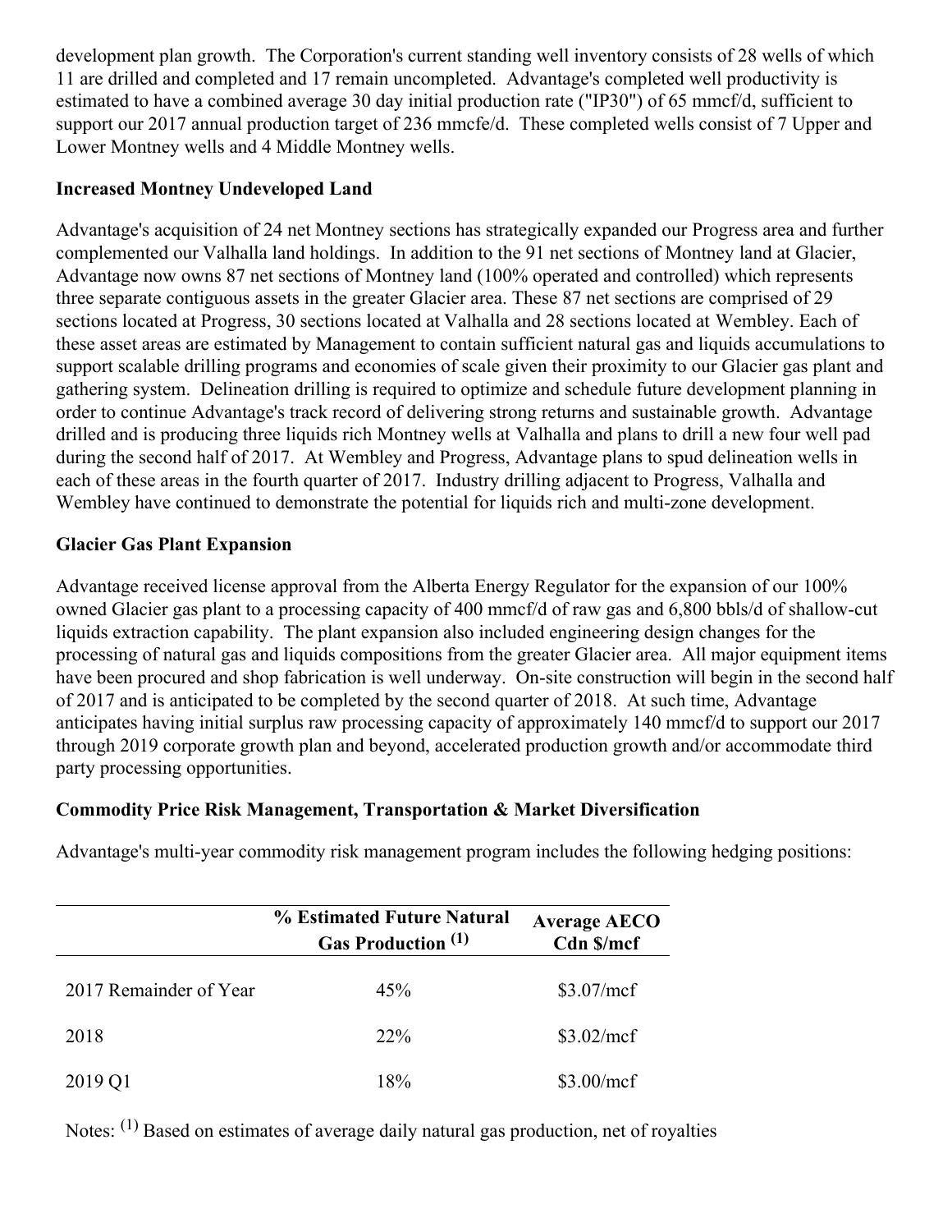development plan growth. The Corporation's current standing well inventory consists of 28 wells of which 11 are drilled and completed and 17 remain uncompleted. Advantage's completed well productivity is estimated to have a combined average 30 day initial production rate ("IP30") of 65 mmcf/d, sufficient to support our 2017 annual production target of 236 mmcfe/d. These completed wells consist of 7 Upper and Lower Montney wells and 4 Middle Montney wells.

**Increased Montney Undeveloped Land**

Advantage's acquisition of 24 net Montney sections has strategically expanded our Progress area and further complemented our Valhalla land holdings. In addition to the 91 net sections of Montney land at Glacier, Advantage now owns 87 net sections of Montney land (100% operated and controlled) which represents three separate contiguous assets in the greater Glacier area. These 87 net sections are comprised of 29 sections located at Progress, 30 sections located at Valhalla and 28 sections located at Wembley. Each of these asset areas are estimated by Management to contain sufficient natural gas and liquids accumulations to support scalable drilling programs and economies of scale given their proximity to our Glacier gas plant and gathering system. Delineation drilling is required to optimize and schedule future development planning in order to continue Advantage's track record of delivering strong returns and sustainable growth. Advantage drilled and is producing three liquids rich Montney wells at Valhalla and plans to drill a new four well pad during the second half of 2017. At Wembley and Progress, Advantage plans to spud delineation wells in each of these areas in the fourth quarter of 2017. Industry drilling adjacent to Progress, Valhalla and Wembley have continued to demonstrate the potential for liquids rich and multi-zone development.

**Glacier Gas Plant Expansion**

Advantage received license approval from the Alberta Energy Regulator for the expansion of our 100% owned Glacier gas plant to a processing capacity of 400 mmcf/d of raw gas and 6,800 bbls/d of shallow-cut liquids extraction capability. The plant expansion also included engineering design changes for the processing of natural gas and liquids compositions from the greater Glacier area. All major equipment items have been procured and shop fabrication is well underway. On-site construction will begin in the second half of 2017 and is anticipated to be completed by the second quarter of 2018. At such time, Advantage anticipates having initial surplus raw processing capacity of approximately 140 mmcf/d to support our 2017 through 2019 corporate growth plan and beyond, accelerated production growth and/or accommodate third party processing opportunities.

**Commodity Price Risk Management, Transportation & Market Diversification**

Advantage's multi-year commodity risk management program includes the following hedging positions:

| | % Estimated Future Natural Gas Production [(1)] | Average AECO Cdn $/mcf |
|---|---|---|
| 2017 Remainder of Year | 45% | $3.07/mcf |
| 2018 | 22% | $3.02/mcf |
| 2019 Q1 | 18% | $3.00/mcf |

Notes: [(1)] Based on estimates of average daily natural gas production, net of royalties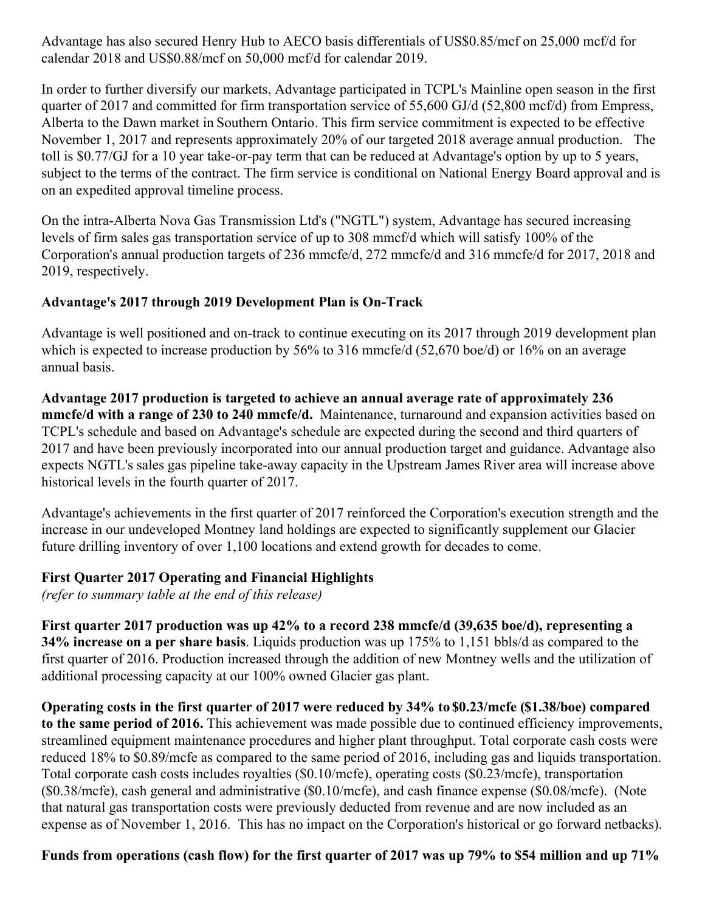Advantage has also secured Henry Hub to AECO basis differentials of US$0.85/mcf on 25,000 mcf/d for calendar 2018 and US$0.88/mcf on 50,000 mcf/d for calendar 2019.

In order to further diversify our markets, Advantage participated in TCPL's Mainline open season in the first quarter of 2017 and committed for firm transportation service of 55,600 GJ/d (52,800 mcf/d) from Empress, Alberta to the Dawn market in Southern Ontario. This firm service commitment is expected to be effective November 1, 2017 and represents approximately 20% of our targeted 2018 average annual production. The toll is $0.77/GJ for a 10 year take-or-pay term that can be reduced at Advantage's option by up to 5 years, subject to the terms of the contract. The firm service is conditional on National Energy Board approval and is on an expedited approval timeline process.

On the intra-Alberta Nova Gas Transmission Ltd's ("NGTL") system, Advantage has secured increasing levels of firm sales gas transportation service of up to 308 mmcf/d which will satisfy 100% of the Corporation's annual production targets of 236 mmcfe/d, 272 mmcfe/d and 316 mmcfe/d for 2017, 2018 and 2019, respectively.

**Advantage's 2017 through 2019 Development Plan is On-Track**

Advantage is well positioned and on-track to continue executing on its 2017 through 2019 development plan which is expected to increase production by 56% to 316 mmcfe/d (52,670 boe/d) or 16% on an average annual basis.

**Advantage 2017 production is targeted to achieve an annual average rate of approximately 236 mmcfe/d with a range of 230 to 240 mmcfe/d.** Maintenance, turnaround and expansion activities based on TCPL's schedule and based on Advantage's schedule are expected during the second and third quarters of 2017 and have been previously incorporated into our annual production target and guidance. Advantage also expects NGTL's sales gas pipeline take-away capacity in the Upstream James River area will increase above historical levels in the fourth quarter of 2017.

Advantage's achievements in the first quarter of 2017 reinforced the Corporation's execution strength and the increase in our undeveloped Montney land holdings are expected to significantly supplement our Glacier future drilling inventory of over 1,100 locations and extend growth for decades to come.

**First Quarter 2017 Operating and Financial Highlights**
*(refer to summary table at the end of this release)*

**First quarter 2017 production was up 42% to a record 238 mmcfe/d (39,635 boe/d), representing a 34% increase on a per share basis**. Liquids production was up 175% to 1,151 bbls/d as compared to the first quarter of 2016. Production increased through the addition of new Montney wells and the utilization of additional processing capacity at our 100% owned Glacier gas plant.

**Operating costs in the first quarter of 2017 were reduced by 34% to $0.23/mcfe ($1.38/boe) compared to the same period of 2016.** This achievement was made possible due to continued efficiency improvements, streamlined equipment maintenance procedures and higher plant throughput. Total corporate cash costs were reduced 18% to $0.89/mcfe as compared to the same period of 2016, including gas and liquids transportation. Total corporate cash costs includes royalties ($0.10/mcfe), operating costs ($0.23/mcfe), transportation ($0.38/mcfe), cash general and administrative ($0.10/mcfe), and cash finance expense ($0.08/mcfe). (Note that natural gas transportation costs were previously deducted from revenue and are now included as an expense as of November 1, 2016. This has no impact on the Corporation's historical or go forward netbacks).

**Funds from operations (cash flow) for the first quarter of 2017 was up 79% to $54 million and up 71%**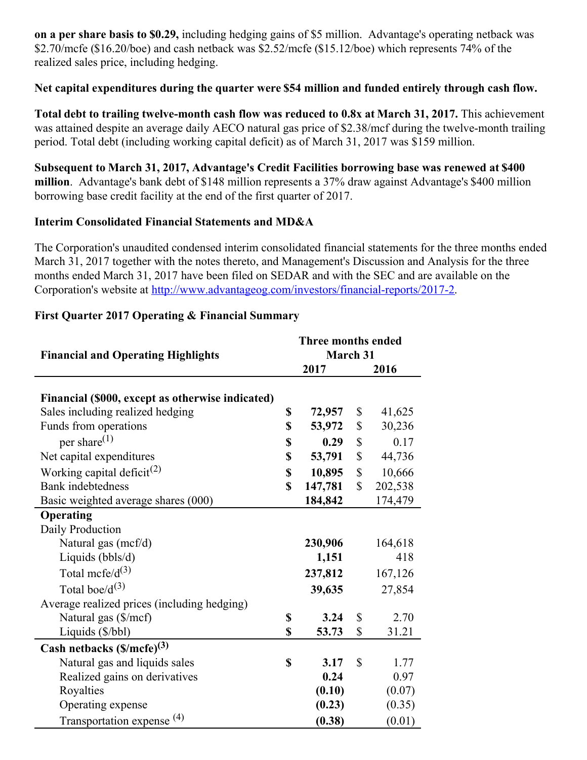**on a per share basis to $0.29,** including hedging gains of $5 million. Advantage's operating netback was $2.70/mcfe ($16.20/boe) and cash netback was $2.52/mcfe ($15.12/boe) which represents 74% of the realized sales price, including hedging.

**Net capital expenditures during the quarter were $54 million and funded entirely through cash flow.**

**Total debt to trailing twelve-month cash flow was reduced to 0.8x at March 31, 2017.** This achievement was attained despite an average daily AECO natural gas price of $2.38/mcf during the twelve-month trailing period. Total debt (including working capital deficit) as of March 31, 2017 was $159 million.

**Subsequent to March 31, 2017, Advantage's Credit Facilities borrowing base was renewed at $400 million**. Advantage's bank debt of $148 million represents a 37% draw against Advantage's $400 million borrowing base credit facility at the end of the first quarter of 2017.

### Interim Consolidated Financial Statements and MD&A

The Corporation's unaudited condensed interim consolidated financial statements for the three months ended March 31, 2017 together with the notes thereto, and Management's Discussion and Analysis for the three months ended March 31, 2017 have been filed on SEDAR and with the SEC and are available on the Corporation's website at http://www.advantageog.com/investors/financial-reports/2017-2.

### First Quarter 2017 Operating & Financial Summary

| Financial and Operating Highlights | Three months ended March 31 | |
|---|---|---|
| | **2017** | **2016** |
| **Financial ($000, except as otherwise indicated)** | | |
| Sales including realized hedging | **$ 72,957** | $ 41,625 |
| Funds from operations | **$ 53,972** | $ 30,236 |
| per share[(1)] | **$ 0.29** | $ 0.17 |
| Net capital expenditures | **$ 53,791** | $ 44,736 |
| Working capital deficit[(2)] | **$ 10,895** | $ 10,666 |
| Bank indebtedness | **$ 147,781** | $ 202,538 |
| Basic weighted average shares (000) | **184,842** | 174,479 |
| **Operating** | | |
| Daily Production | | |
| Natural gas (mcf/d) | **230,906** | 164,618 |
| Liquids (bbls/d) | **1,151** | 418 |
| Total mcfe/d[(3)] | **237,812** | 167,126 |
| Total boe/d[(3)] | **39,635** | 27,854 |
| Average realized prices (including hedging) | | |
| Natural gas ($/mcf) | **$ 3.24** | $ 2.70 |
| Liquids ($/bbl) | **$ 53.73** | $ 31.21 |
| **Cash netbacks ($/mcfe)[(3)]** | | |
| Natural gas and liquids sales | **$ 3.17** | $ 1.77 |
| Realized gains on derivatives | **0.24** | 0.97 |
| Royalties | **(0.10)** | (0.07) |
| Operating expense | **(0.23)** | (0.35) |
| Transportation expense [(4)] | **(0.38)** | (0.01) |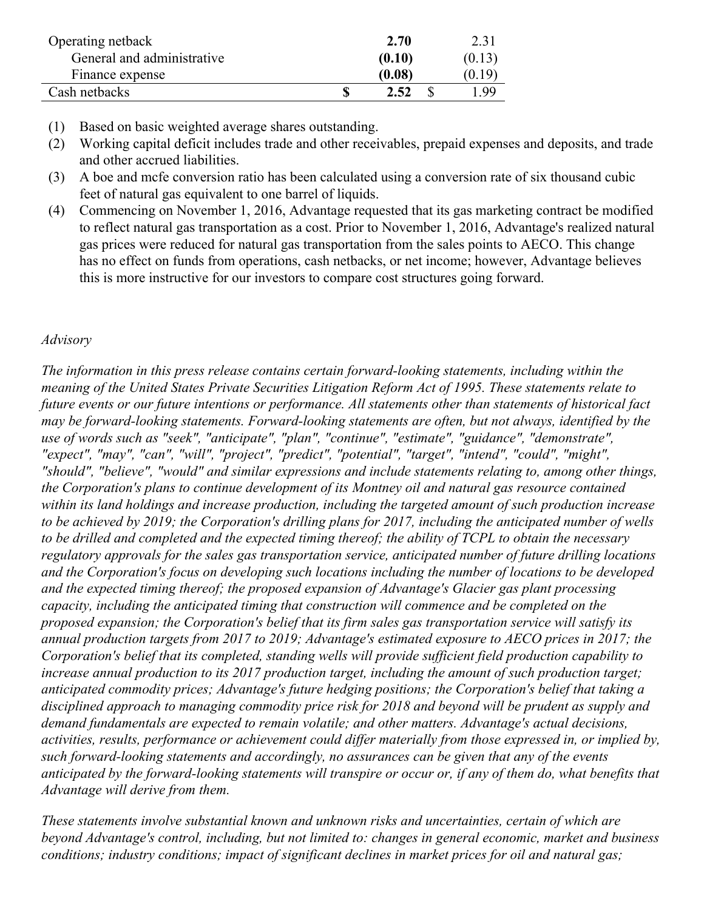| | | |
|---|---|---|
| Operating netback | **2.70** | 2.31 |
| General and administrative | **(0.10)** | (0.13) |
| Finance expense | **(0.08)** | (0.19) |
| Cash netbacks | **$ 2.52** | $ 1.99 |

(1) Based on basic weighted average shares outstanding.

(2) Working capital deficit includes trade and other receivables, prepaid expenses and deposits, and trade and other accrued liabilities.

(3) A boe and mcfe conversion ratio has been calculated using a conversion rate of six thousand cubic feet of natural gas equivalent to one barrel of liquids.

(4) Commencing on November 1, 2016, Advantage requested that its gas marketing contract be modified to reflect natural gas transportation as a cost. Prior to November 1, 2016, Advantage's realized natural gas prices were reduced for natural gas transportation from the sales points to AECO. This change has no effect on funds from operations, cash netbacks, or net income; however, Advantage believes this is more instructive for our investors to compare cost structures going forward.

*Advisory*

*The information in this press release contains certain forward-looking statements, including within the meaning of the United States Private Securities Litigation Reform Act of 1995. These statements relate to future events or our future intentions or performance. All statements other than statements of historical fact may be forward-looking statements. Forward-looking statements are often, but not always, identified by the use of words such as "seek", "anticipate", "plan", "continue", "estimate", "guidance", "demonstrate", "expect", "may", "can", "will", "project", "predict", "potential", "target", "intend", "could", "might", "should", "believe", "would" and similar expressions and include statements relating to, among other things, the Corporation's plans to continue development of its Montney oil and natural gas resource contained within its land holdings and increase production, including the targeted amount of such production increase to be achieved by 2019; the Corporation's drilling plans for 2017, including the anticipated number of wells to be drilled and completed and the expected timing thereof; the ability of TCPL to obtain the necessary regulatory approvals for the sales gas transportation service, anticipated number of future drilling locations and the Corporation's focus on developing such locations including the number of locations to be developed and the expected timing thereof; the proposed expansion of Advantage's Glacier gas plant processing capacity, including the anticipated timing that construction will commence and be completed on the proposed expansion; the Corporation's belief that its firm sales gas transportation service will satisfy its annual production targets from 2017 to 2019; Advantage's estimated exposure to AECO prices in 2017; the Corporation's belief that its completed, standing wells will provide sufficient field production capability to increase annual production to its 2017 production target, including the amount of such production target; anticipated commodity prices; Advantage's future hedging positions; the Corporation's belief that taking a disciplined approach to managing commodity price risk for 2018 and beyond will be prudent as supply and demand fundamentals are expected to remain volatile; and other matters. Advantage's actual decisions, activities, results, performance or achievement could differ materially from those expressed in, or implied by, such forward-looking statements and accordingly, no assurances can be given that any of the events anticipated by the forward-looking statements will transpire or occur or, if any of them do, what benefits that Advantage will derive from them.*

*These statements involve substantial known and unknown risks and uncertainties, certain of which are beyond Advantage's control, including, but not limited to: changes in general economic, market and business conditions; industry conditions; impact of significant declines in market prices for oil and natural gas;*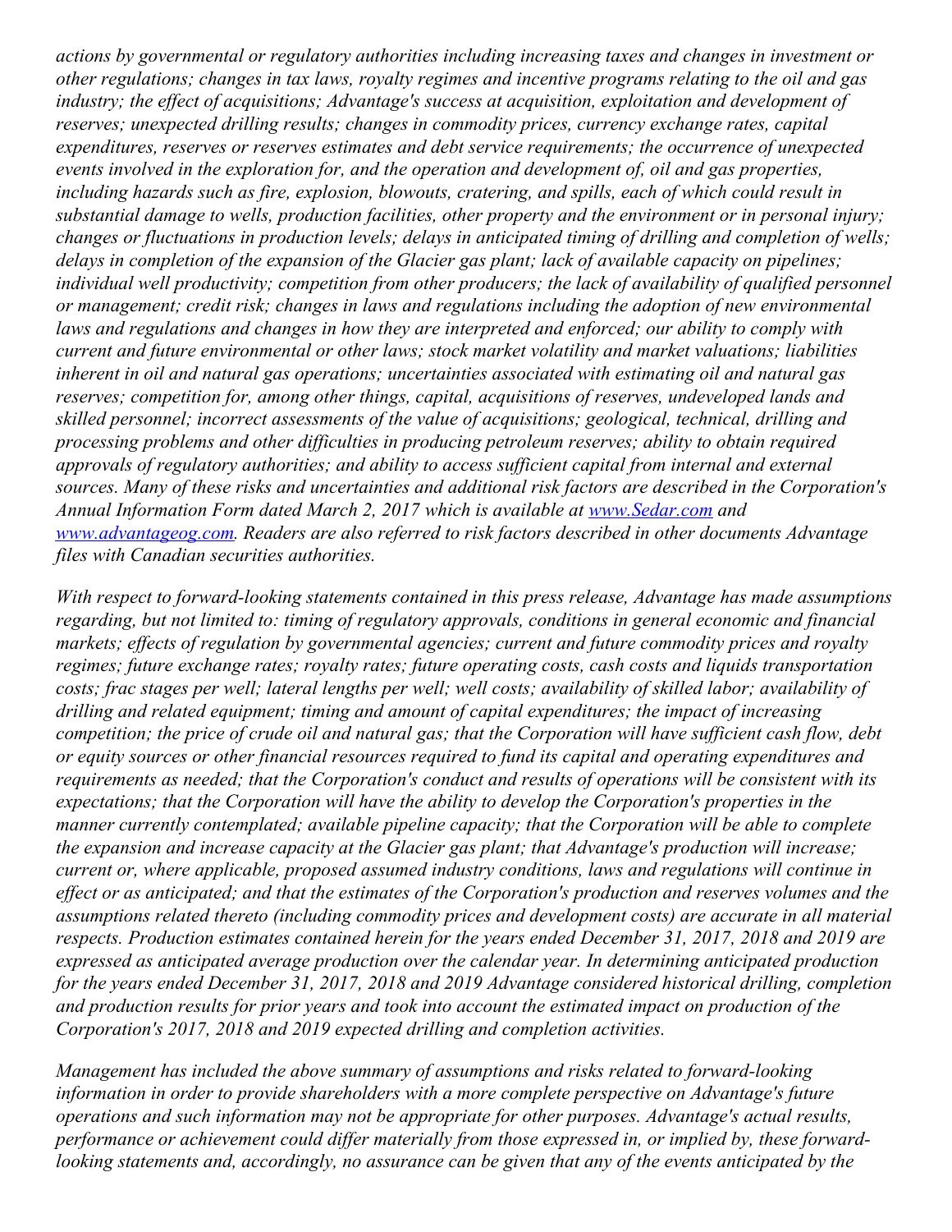*actions by governmental or regulatory authorities including increasing taxes and changes in investment or other regulations; changes in tax laws, royalty regimes and incentive programs relating to the oil and gas industry; the effect of acquisitions; Advantage's success at acquisition, exploitation and development of reserves; unexpected drilling results; changes in commodity prices, currency exchange rates, capital expenditures, reserves or reserves estimates and debt service requirements; the occurrence of unexpected events involved in the exploration for, and the operation and development of, oil and gas properties, including hazards such as fire, explosion, blowouts, cratering, and spills, each of which could result in substantial damage to wells, production facilities, other property and the environment or in personal injury; changes or fluctuations in production levels; delays in anticipated timing of drilling and completion of wells; delays in completion of the expansion of the Glacier gas plant; lack of available capacity on pipelines; individual well productivity; competition from other producers; the lack of availability of qualified personnel or management; credit risk; changes in laws and regulations including the adoption of new environmental laws and regulations and changes in how they are interpreted and enforced; our ability to comply with current and future environmental or other laws; stock market volatility and market valuations; liabilities inherent in oil and natural gas operations; uncertainties associated with estimating oil and natural gas reserves; competition for, among other things, capital, acquisitions of reserves, undeveloped lands and skilled personnel; incorrect assessments of the value of acquisitions; geological, technical, drilling and processing problems and other difficulties in producing petroleum reserves; ability to obtain required approvals of regulatory authorities; and ability to access sufficient capital from internal and external sources. Many of these risks and uncertainties and additional risk factors are described in the Corporation's Annual Information Form dated March 2, 2017 which is available at [www.Sedar.com](http://www.Sedar.com) and [www.advantageog.com](http://www.advantageog.com). Readers are also referred to risk factors described in other documents Advantage files with Canadian securities authorities.*

*With respect to forward-looking statements contained in this press release, Advantage has made assumptions regarding, but not limited to: timing of regulatory approvals, conditions in general economic and financial markets; effects of regulation by governmental agencies; current and future commodity prices and royalty regimes; future exchange rates; royalty rates; future operating costs, cash costs and liquids transportation costs; frac stages per well; lateral lengths per well; well costs; availability of skilled labor; availability of drilling and related equipment; timing and amount of capital expenditures; the impact of increasing competition; the price of crude oil and natural gas; that the Corporation will have sufficient cash flow, debt or equity sources or other financial resources required to fund its capital and operating expenditures and requirements as needed; that the Corporation's conduct and results of operations will be consistent with its expectations; that the Corporation will have the ability to develop the Corporation's properties in the manner currently contemplated; available pipeline capacity; that the Corporation will be able to complete the expansion and increase capacity at the Glacier gas plant; that Advantage's production will increase; current or, where applicable, proposed assumed industry conditions, laws and regulations will continue in effect or as anticipated; and that the estimates of the Corporation's production and reserves volumes and the assumptions related thereto (including commodity prices and development costs) are accurate in all material respects. Production estimates contained herein for the years ended December 31, 2017, 2018 and 2019 are expressed as anticipated average production over the calendar year. In determining anticipated production for the years ended December 31, 2017, 2018 and 2019 Advantage considered historical drilling, completion and production results for prior years and took into account the estimated impact on production of the Corporation's 2017, 2018 and 2019 expected drilling and completion activities.*

*Management has included the above summary of assumptions and risks related to forward-looking information in order to provide shareholders with a more complete perspective on Advantage's future operations and such information may not be appropriate for other purposes. Advantage's actual results, performance or achievement could differ materially from those expressed in, or implied by, these forward-looking statements and, accordingly, no assurance can be given that any of the events anticipated by the*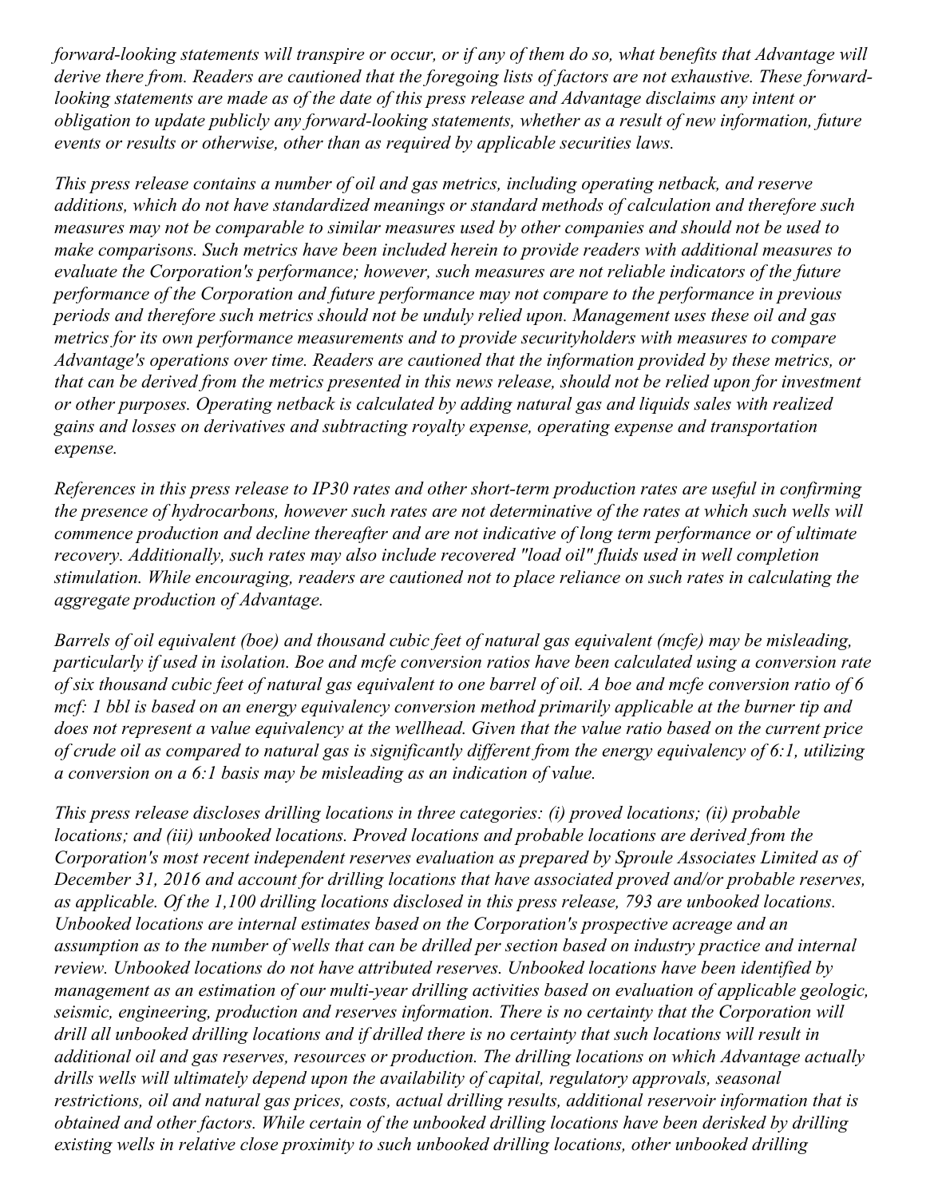*forward-looking statements will transpire or occur, or if any of them do so, what benefits that Advantage will derive there from. Readers are cautioned that the foregoing lists of factors are not exhaustive. These forward-looking statements are made as of the date of this press release and Advantage disclaims any intent or obligation to update publicly any forward-looking statements, whether as a result of new information, future events or results or otherwise, other than as required by applicable securities laws.*

*This press release contains a number of oil and gas metrics, including operating netback, and reserve additions, which do not have standardized meanings or standard methods of calculation and therefore such measures may not be comparable to similar measures used by other companies and should not be used to make comparisons. Such metrics have been included herein to provide readers with additional measures to evaluate the Corporation's performance; however, such measures are not reliable indicators of the future performance of the Corporation and future performance may not compare to the performance in previous periods and therefore such metrics should not be unduly relied upon. Management uses these oil and gas metrics for its own performance measurements and to provide securityholders with measures to compare Advantage's operations over time. Readers are cautioned that the information provided by these metrics, or that can be derived from the metrics presented in this news release, should not be relied upon for investment or other purposes. Operating netback is calculated by adding natural gas and liquids sales with realized gains and losses on derivatives and subtracting royalty expense, operating expense and transportation expense.*

*References in this press release to IP30 rates and other short-term production rates are useful in confirming the presence of hydrocarbons, however such rates are not determinative of the rates at which such wells will commence production and decline thereafter and are not indicative of long term performance or of ultimate recovery. Additionally, such rates may also include recovered "load oil" fluids used in well completion stimulation. While encouraging, readers are cautioned not to place reliance on such rates in calculating the aggregate production of Advantage.*

*Barrels of oil equivalent (boe) and thousand cubic feet of natural gas equivalent (mcfe) may be misleading, particularly if used in isolation. Boe and mcfe conversion ratios have been calculated using a conversion rate of six thousand cubic feet of natural gas equivalent to one barrel of oil. A boe and mcfe conversion ratio of 6 mcf: 1 bbl is based on an energy equivalency conversion method primarily applicable at the burner tip and does not represent a value equivalency at the wellhead. Given that the value ratio based on the current price of crude oil as compared to natural gas is significantly different from the energy equivalency of 6:1, utilizing a conversion on a 6:1 basis may be misleading as an indication of value.*

*This press release discloses drilling locations in three categories: (i) proved locations; (ii) probable locations; and (iii) unbooked locations. Proved locations and probable locations are derived from the Corporation's most recent independent reserves evaluation as prepared by Sproule Associates Limited as of December 31, 2016 and account for drilling locations that have associated proved and/or probable reserves, as applicable. Of the 1,100 drilling locations disclosed in this press release, 793 are unbooked locations. Unbooked locations are internal estimates based on the Corporation's prospective acreage and an assumption as to the number of wells that can be drilled per section based on industry practice and internal review. Unbooked locations do not have attributed reserves. Unbooked locations have been identified by management as an estimation of our multi-year drilling activities based on evaluation of applicable geologic, seismic, engineering, production and reserves information. There is no certainty that the Corporation will drill all unbooked drilling locations and if drilled there is no certainty that such locations will result in additional oil and gas reserves, resources or production. The drilling locations on which Advantage actually drills wells will ultimately depend upon the availability of capital, regulatory approvals, seasonal restrictions, oil and natural gas prices, costs, actual drilling results, additional reservoir information that is obtained and other factors. While certain of the unbooked drilling locations have been derisked by drilling existing wells in relative close proximity to such unbooked drilling locations, other unbooked drilling*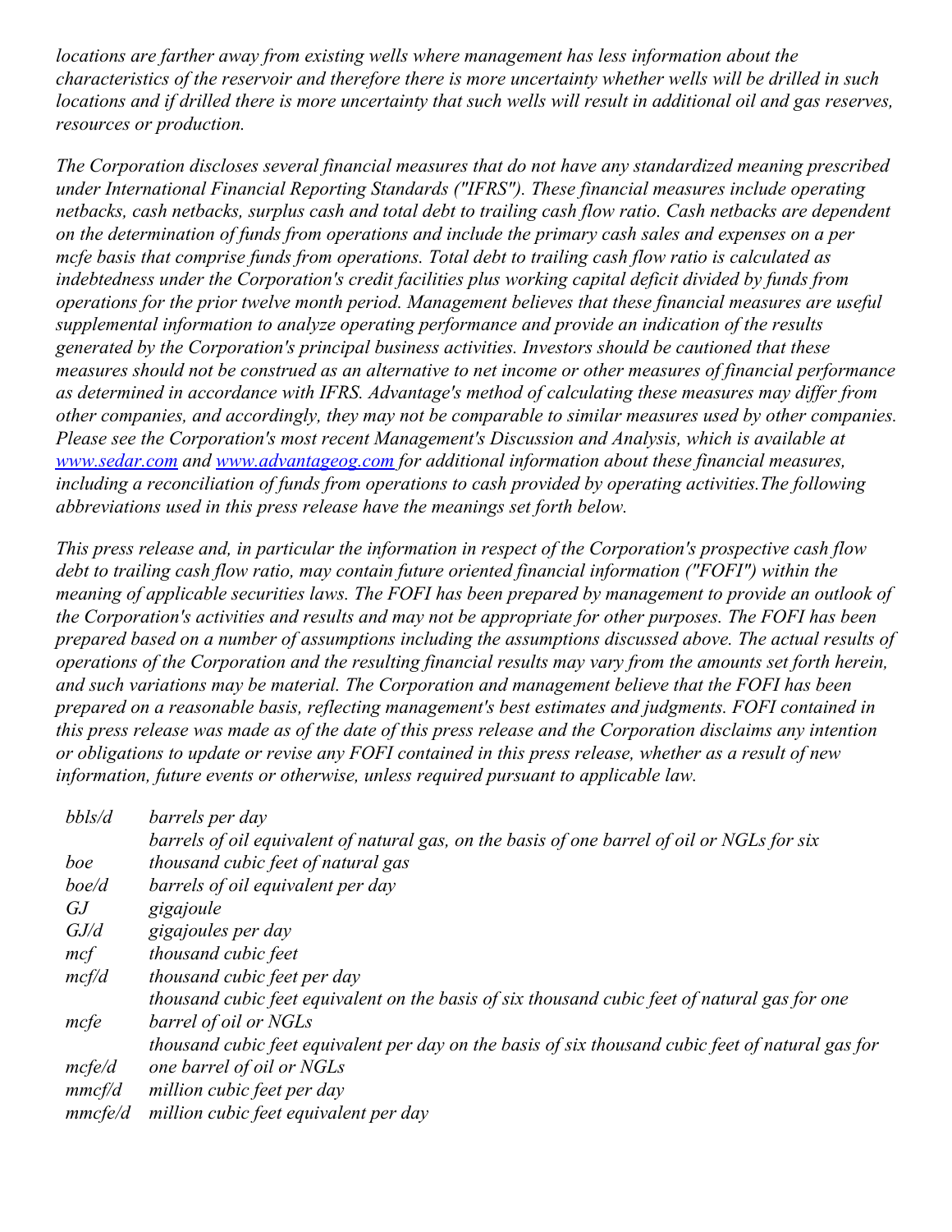*locations are farther away from existing wells where management has less information about the characteristics of the reservoir and therefore there is more uncertainty whether wells will be drilled in such locations and if drilled there is more uncertainty that such wells will result in additional oil and gas reserves, resources or production.*

*The Corporation discloses several financial measures that do not have any standardized meaning prescribed under International Financial Reporting Standards ("IFRS"). These financial measures include operating netbacks, cash netbacks, surplus cash and total debt to trailing cash flow ratio. Cash netbacks are dependent on the determination of funds from operations and include the primary cash sales and expenses on a per mcfe basis that comprise funds from operations. Total debt to trailing cash flow ratio is calculated as indebtedness under the Corporation's credit facilities plus working capital deficit divided by funds from operations for the prior twelve month period. Management believes that these financial measures are useful supplemental information to analyze operating performance and provide an indication of the results generated by the Corporation's principal business activities. Investors should be cautioned that these measures should not be construed as an alternative to net income or other measures of financial performance as determined in accordance with IFRS. Advantage's method of calculating these measures may differ from other companies, and accordingly, they may not be comparable to similar measures used by other companies. Please see the Corporation's most recent Management's Discussion and Analysis, which is available at [www.sedar.com](http://www.sedar.com) and [www.advantageog.com](http://www.advantageog.com) for additional information about these financial measures, including a reconciliation of funds from operations to cash provided by operating activities.The following abbreviations used in this press release have the meanings set forth below.*

*This press release and, in particular the information in respect of the Corporation's prospective cash flow debt to trailing cash flow ratio, may contain future oriented financial information ("FOFI") within the meaning of applicable securities laws. The FOFI has been prepared by management to provide an outlook of the Corporation's activities and results and may not be appropriate for other purposes. The FOFI has been prepared based on a number of assumptions including the assumptions discussed above. The actual results of operations of the Corporation and the resulting financial results may vary from the amounts set forth herein, and such variations may be material. The Corporation and management believe that the FOFI has been prepared on a reasonable basis, reflecting management's best estimates and judgments. FOFI contained in this press release was made as of the date of this press release and the Corporation disclaims any intention or obligations to update or revise any FOFI contained in this press release, whether as a result of new information, future events or otherwise, unless required pursuant to applicable law.*

| | |
|---|---|
| *bbls/d* | *barrels per day* |
| *boe* | *barrels of oil equivalent of natural gas, on the basis of one barrel of oil or NGLs for six thousand cubic feet of natural gas* |
| *boe/d* | *barrels of oil equivalent per day* |
| *GJ* | *gigajoule* |
| *GJ/d* | *gigajoules per day* |
| *mcf* | *thousand cubic feet* |
| *mcf/d* | *thousand cubic feet per day* |
| *mcfe* | *thousand cubic feet equivalent on the basis of six thousand cubic feet of natural gas for one barrel of oil or NGLs* |
| *mcfe/d* | *thousand cubic feet equivalent per day on the basis of six thousand cubic feet of natural gas for one barrel of oil or NGLs* |
| *mmcf/d* | *million cubic feet per day* |
| *mmcfe/d* | *million cubic feet equivalent per day* |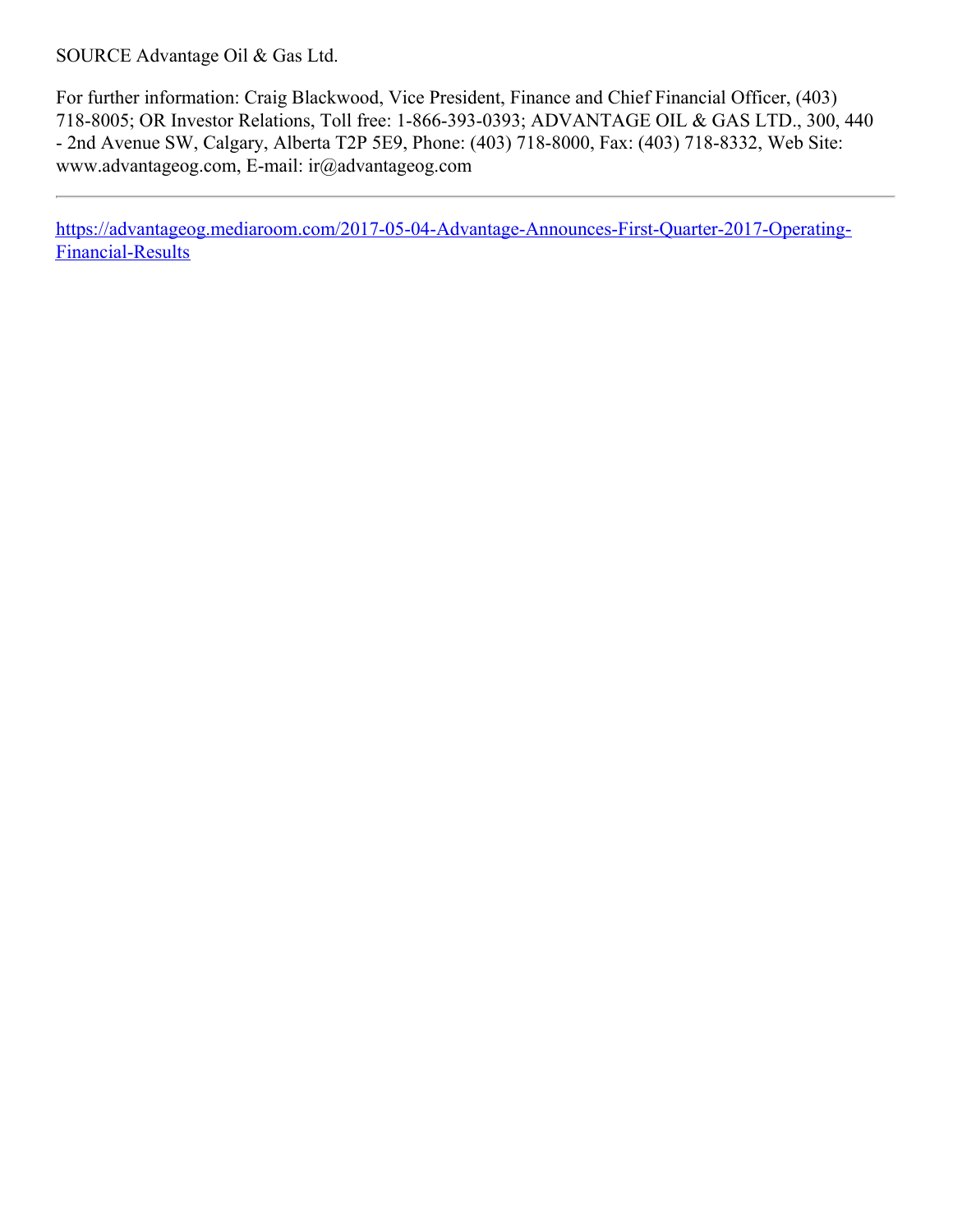SOURCE Advantage Oil & Gas Ltd.

For further information: Craig Blackwood, Vice President, Finance and Chief Financial Officer, (403) 718-8005; OR Investor Relations, Toll free: 1-866-393-0393; ADVANTAGE OIL & GAS LTD., 300, 440 - 2nd Avenue SW, Calgary, Alberta T2P 5E9, Phone: (403) 718-8000, Fax: (403) 718-8332, Web Site: www.advantageog.com, E-mail: ir@advantageog.com

---

https://advantageog.mediaroom.com/2017-05-04-Advantage-Announces-First-Quarter-2017-Operating-Financial-Results